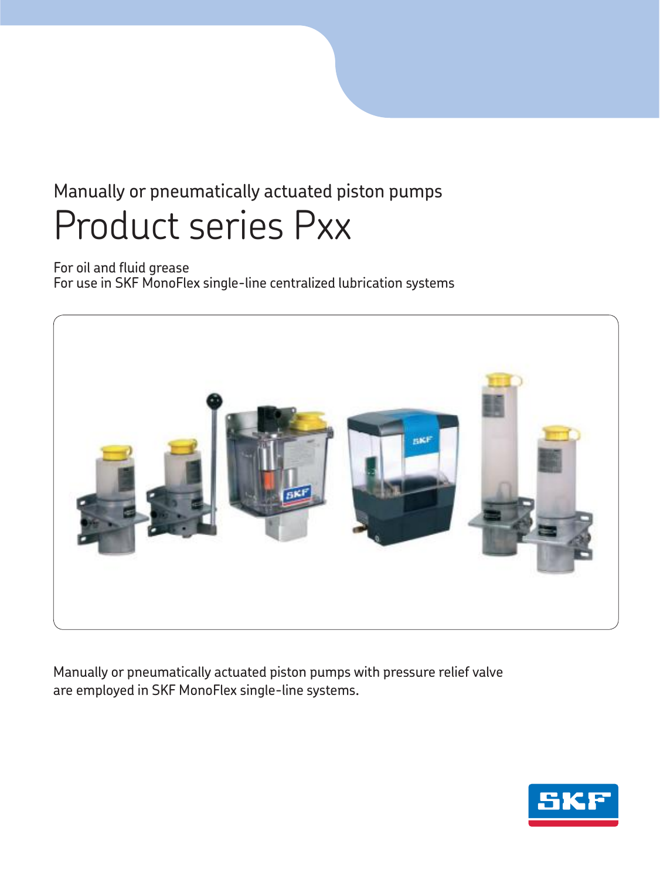Manually or pneumatically actuated piston pumps

# Product series Pxx

For oil and fluid grease
For use in SKF MonoFlex single-line centralized lubrication systems

Manually or pneumatically actuated piston pumps with pressure relief valve are employed in SKF MonoFlex single-line systems.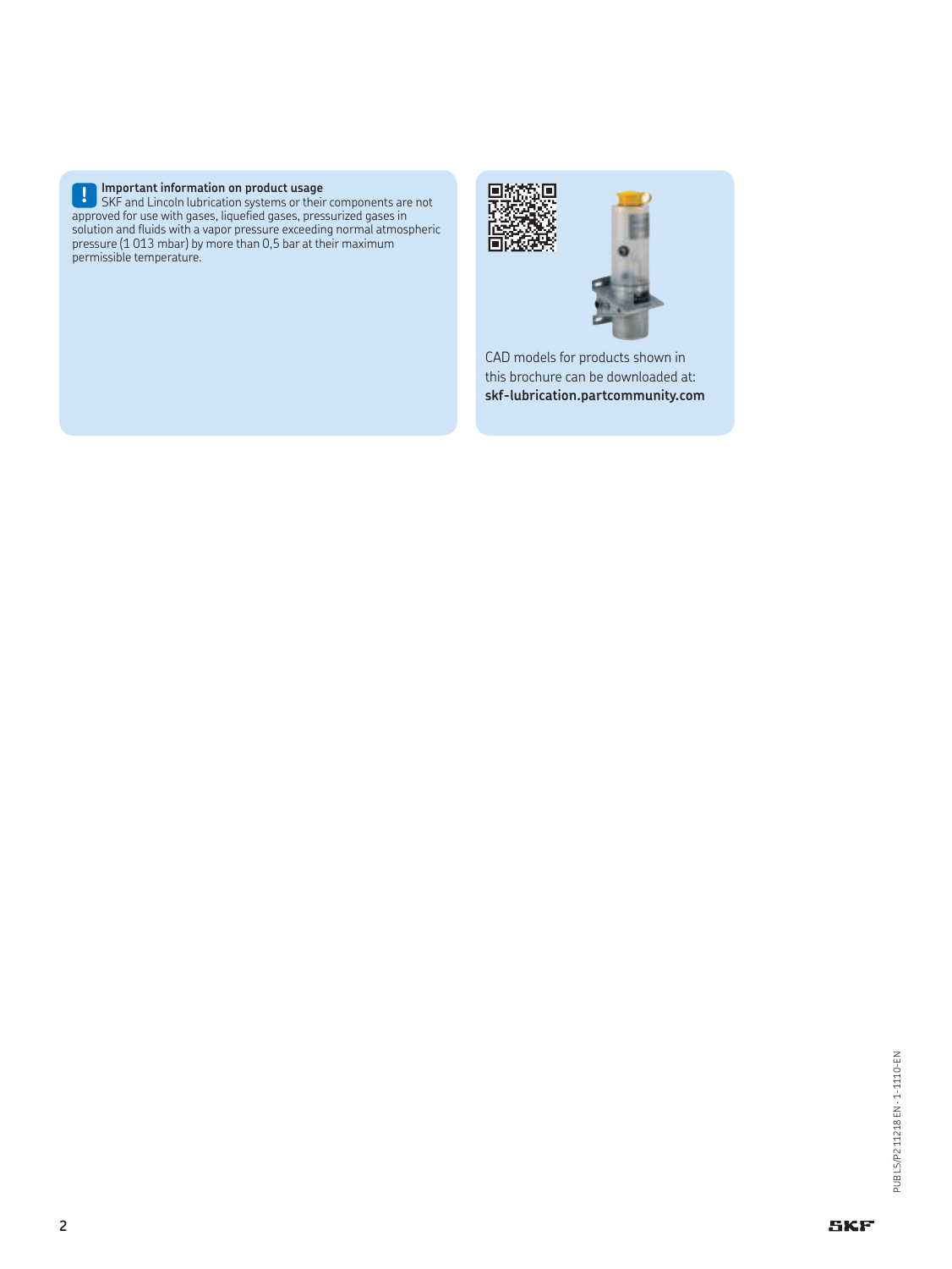**Important information on product usage**

SKF and Lincoln lubrication systems or their components are not approved for use with gases, liquefied gases, pressurized gases in solution and fluids with a vapor pressure exceeding normal atmospheric pressure (1 013 mbar) by more than 0,5 bar at their maximum permissible temperature.

CAD models for products shown in this brochure can be downloaded at: **skf-lubrication.partcommunity.com**

PUB LS/P2 11218 EN · 1-1110-EN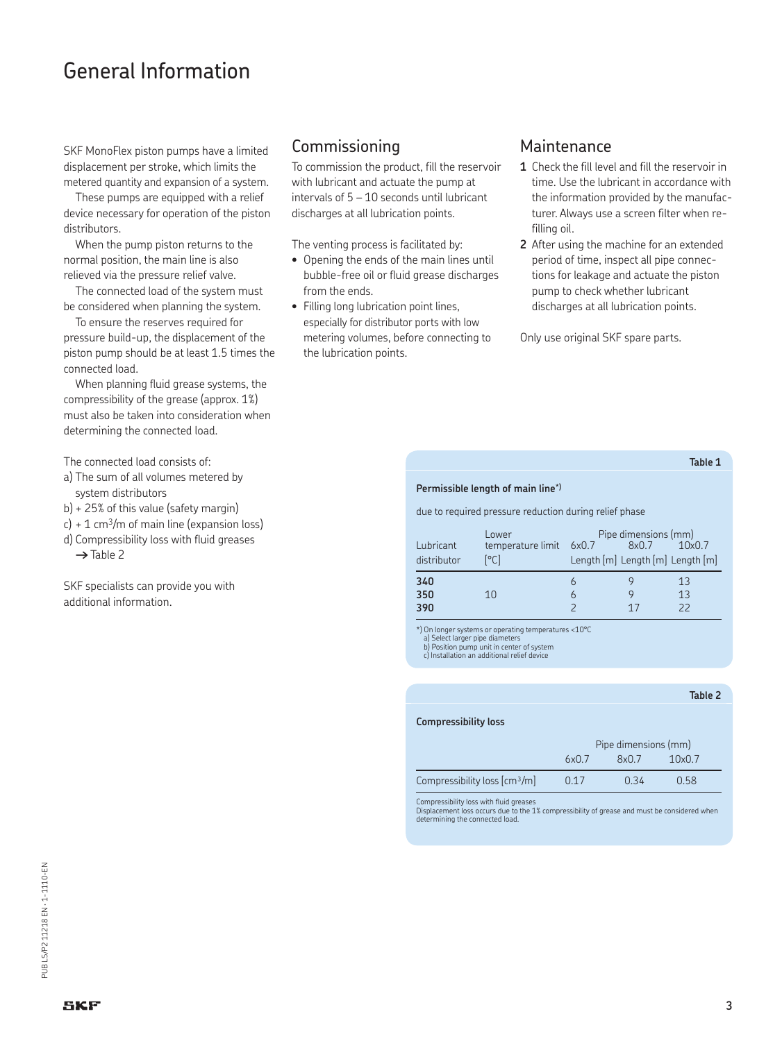# General Information

SKF MonoFlex piston pumps have a limited displacement per stroke, which limits the metered quantity and expansion of a system.

These pumps are equipped with a relief device necessary for operation of the piston distributors.

When the pump piston returns to the normal position, the main line is also relieved via the pressure relief valve.

The connected load of the system must be considered when planning the system.

To ensure the reserves required for pressure build-up, the displacement of the piston pump should be at least 1.5 times the connected load.

When planning fluid grease systems, the compressibility of the grease (approx. 1%) must also be taken into consideration when determining the connected load.

The connected load consists of:

a) The sum of all volumes metered by system distributors
b) + 25% of this value (safety margin)
c) + 1 $cm^3$/m of main line (expansion loss)
d) Compressibility loss with fluid greases → Table 2

SKF specialists can provide you with additional information.

## Commissioning

To commission the product, fill the reservoir with lubricant and actuate the pump at intervals of 5 – 10 seconds until lubricant discharges at all lubrication points.

The venting process is facilitated by:

- Opening the ends of the main lines until bubble-free oil or fluid grease discharges from the ends.
- Filling long lubrication point lines, especially for distributor ports with low metering volumes, before connecting to the lubrication points.

## Maintenance

1. Check the fill level and fill the reservoir in time. Use the lubricant in accordance with the information provided by the manufacturer. Always use a screen filter when refilling oil.
2. After using the machine for an extended period of time, inspect all pipe connections for leakage and actuate the piston pump to check whether lubricant discharges at all lubrication points.

Only use original SKF spare parts.

**Table 1**

**Permissible length of main line*)**

due to required pressure reduction during relief phase

| Lubricant distributor | Lower temperature limit [°C] | Pipe dimensions (mm) 6x0.7 Length [m] | 8x0.7 Length [m] | 10x0.7 Length [m] |
|---|---|---|---|---|
| **340** | | 6 | 9 | 13 |
| **350** | 10 | 6 | 9 | 13 |
| **390** | | 2 | 17 | 22 |

*) On longer systems or operating temperatures <10°C
a) Select larger pipe diameters
b) Position pump unit in center of system
c) Installation an additional relief device

**Table 2**

**Compressibility loss**

| | Pipe dimensions (mm) 6x0.7 | 8x0.7 | 10x0.7 |
|---|---|---|---|
| Compressibility loss [$cm^3$/m] | 0.17 | 0.34 | 0.58 |

Compressibility loss with fluid greases
Displacement loss occurs due to the 1% compressibility of grease and must be considered when determining the connected load.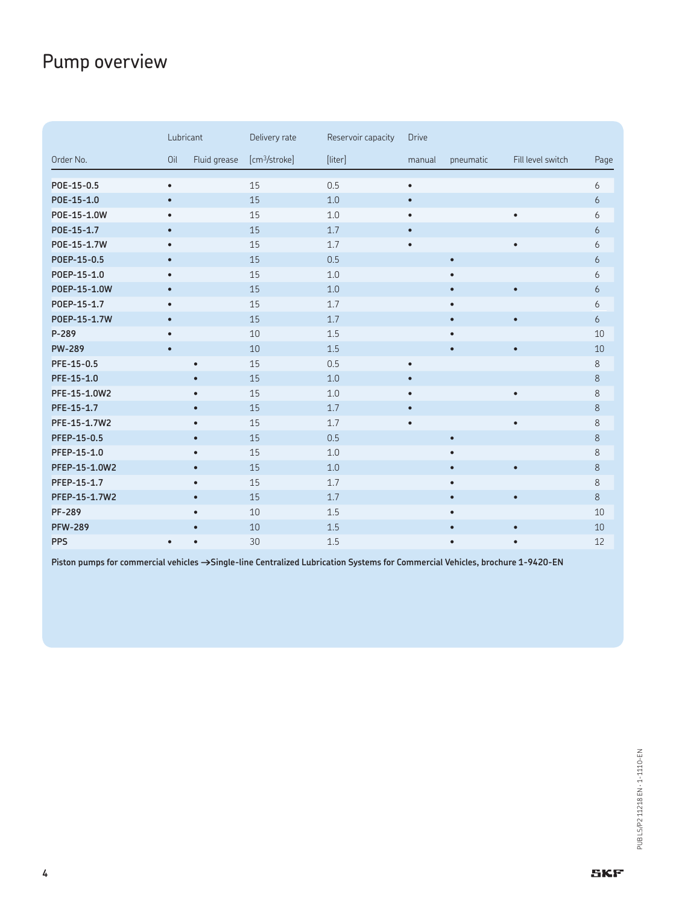# Pump overview

| | Lubricant | | Delivery rate | Reservoir capacity | Drive | | | |
|---|---|---|---|---|---|---|---|---|
| Order No. | Oil | Fluid grease | [cm³/stroke] | [liter] | manual | pneumatic | Fill level switch | Page |
| **POE-15-0.5** | • | | 15 | 0.5 | • | | | 6 |
| **POE-15-1.0** | • | | 15 | 1.0 | • | | | 6 |
| **POE-15-1.0W** | • | | 15 | 1.0 | • | | • | 6 |
| **POE-15-1.7** | • | | 15 | 1.7 | • | | | 6 |
| **POE-15-1.7W** | • | | 15 | 1.7 | • | | • | 6 |
| **POEP-15-0.5** | • | | 15 | 0.5 | | • | | 6 |
| **POEP-15-1.0** | • | | 15 | 1.0 | | • | | 6 |
| **POEP-15-1.0W** | • | | 15 | 1.0 | | • | • | 6 |
| **POEP-15-1.7** | • | | 15 | 1.7 | | • | | 6 |
| **POEP-15-1.7W** | • | | 15 | 1.7 | | • | • | 6 |
| **P-289** | • | | 10 | 1.5 | | • | | 10 |
| **PW-289** | • | | 10 | 1.5 | | • | • | 10 |
| **PFE-15-0.5** | | • | 15 | 0.5 | • | | | 8 |
| **PFE-15-1.0** | | • | 15 | 1.0 | • | | | 8 |
| **PFE-15-1.0W2** | | • | 15 | 1.0 | • | | • | 8 |
| **PFE-15-1.7** | | • | 15 | 1.7 | • | | | 8 |
| **PFE-15-1.7W2** | | • | 15 | 1.7 | • | | • | 8 |
| **PFEP-15-0.5** | | • | 15 | 0.5 | | • | | 8 |
| **PFEP-15-1.0** | | • | 15 | 1.0 | | • | | 8 |
| **PFEP-15-1.0W2** | | • | 15 | 1.0 | | • | • | 8 |
| **PFEP-15-1.7** | | • | 15 | 1.7 | | • | | 8 |
| **PFEP-15-1.7W2** | | • | 15 | 1.7 | | • | • | 8 |
| **PF-289** | | • | 10 | 1.5 | | • | | 10 |
| **PFW-289** | | • | 10 | 1.5 | | • | • | 10 |
| **PPS** | • | • | 30 | 1.5 | | • | • | 12 |

**Piston pumps for commercial vehicles →Single-line Centralized Lubrication Systems for Commercial Vehicles, brochure 1-9420-EN**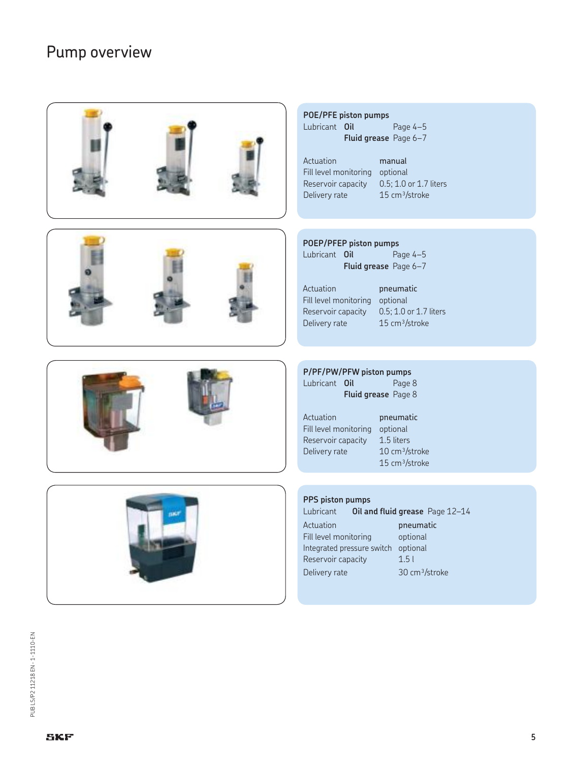# Pump overview

### POE/PFE piston pumps

| Lubricant | | |
|---|---|---|
| | **Oil** | Page 4–5 |
| | **Fluid grease** | Page 6–7 |

| | |
|---|---|
| Actuation | manual |
| Fill level monitoring | optional |
| Reservoir capacity | 0.5; 1.0 or 1.7 liters |
| Delivery rate | 15 $cm^3$/stroke |

### POEP/PFEP piston pumps

| Lubricant | | |
|---|---|---|
| | **Oil** | Page 4–5 |
| | **Fluid grease** | Page 6–7 |

| | |
|---|---|
| Actuation | pneumatic |
| Fill level monitoring | optional |
| Reservoir capacity | 0.5; 1.0 or 1.7 liters |
| Delivery rate | 15 $cm^3$/stroke |

### P/PF/PW/PFW piston pumps

| Lubricant | | |
|---|---|---|
| | **Oil** | Page 8 |
| | **Fluid grease** | Page 8 |

| | |
|---|---|
| Actuation | pneumatic |
| Fill level monitoring | optional |
| Reservoir capacity | 1.5 liters |
| Delivery rate | 10 $cm^3$/stroke<br>15 $cm^3$/stroke |

### PPS piston pumps

| Lubricant | | |
|---|---|---|
| | **Oil and fluid grease** | Page 12–14 |

| | |
|---|---|
| Actuation | pneumatic |
| Fill level monitoring | optional |
| Integrated pressure switch | optional |
| Reservoir capacity | 1.5 l |
| Delivery rate | 30 $cm^3$/stroke |

PUB LS/P2 11218 EN · 1-1110-EN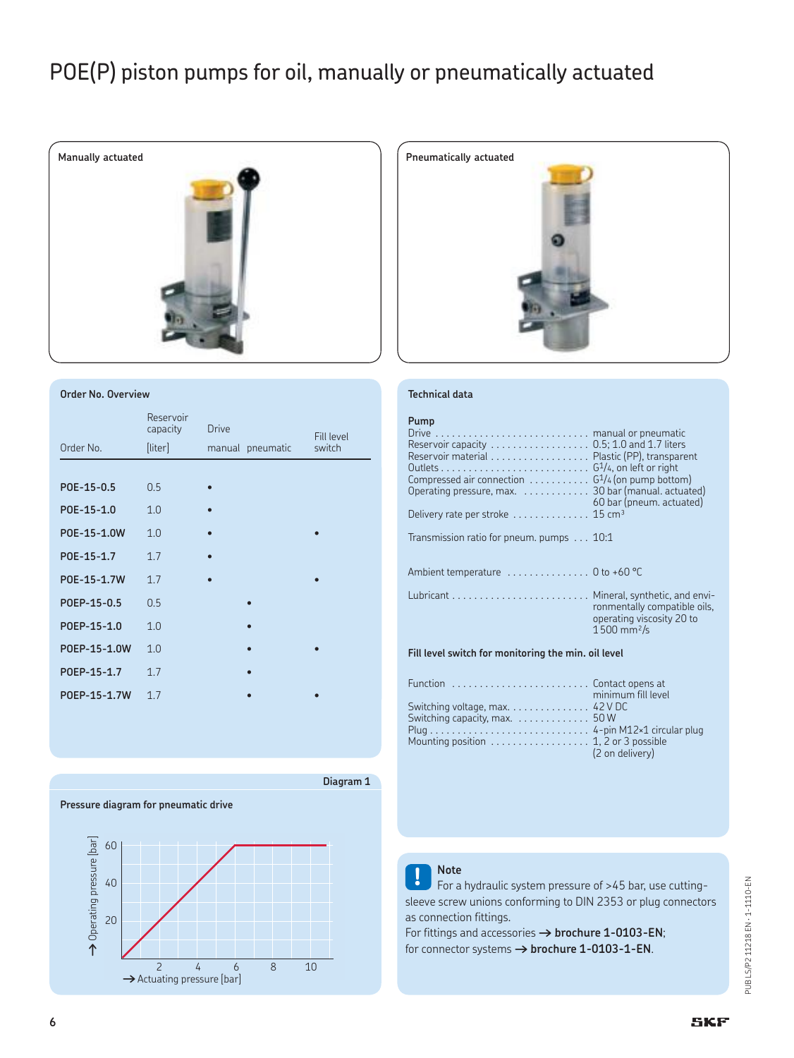# POE(P) piston pumps for oil, manually or pneumatically actuated

**Manually actuated**

**Pneumatically actuated**

### Order No. Overview

| Order No. | Reservoir capacity [liter] | Drive manual | Drive pneumatic | Fill level switch |
|---|---|---|---|---|
| **POE-15-0.5** | 0.5 | • | | |
| **POE-15-1.0** | 1.0 | • | | |
| **POE-15-1.0W** | 1.0 | • | | • |
| **POE-15-1.7** | 1.7 | • | | |
| **POE-15-1.7W** | 1.7 | • | | • |
| **POEP-15-0.5** | 0.5 | | • | |
| **POEP-15-1.0** | 1.0 | | • | |
| **POEP-15-1.0W** | 1.0 | | • | • |
| **POEP-15-1.7** | 1.7 | | • | |
| **POEP-15-1.7W** | 1.7 | | • | • |

### Technical data

**Pump**

| | |
|---|---|
| Drive | manual or pneumatic |
| Reservoir capacity | 0.5; 1.0 and 1.7 liters |
| Reservoir material | Plastic (PP), transparent |
| Outlets | G1/4, on left or right |
| Compressed air connection | G1/4 (on pump bottom) |
| Operating pressure, max. | 30 bar (manual. actuated)<br>60 bar (pneum. actuated) |
| Delivery rate per stroke | 15 cm³ |
| Transmission ratio for pneum. pumps | 10:1 |
| Ambient temperature | 0 to +60 °C |
| Lubricant | Mineral, synthetic, and environmentally compatible oils, operating viscosity 20 to 1 500 mm²/s |

**Fill level switch for monitoring the min. oil level**

| | |
|---|---|
| Function | Contact opens at minimum fill level |
| Switching voltage, max. | 42 V DC |
| Switching capacity, max. | 50 W |
| Plug | 4-pin M12×1 circular plug |
| Mounting position | 1, 2 or 3 possible (2 on delivery) |

**Diagram 1**

**Pressure diagram for pneumatic drive**

(Axes: ↑ Operating pressure [bar] (20, 40, 60); → Actuating pressure [bar] (2, 4, 6, 8, 10))

**Note**

For a hydraulic system pressure of >45 bar, use cutting-sleeve screw unions conforming to DIN 2353 or plug connectors as connection fittings.
For fittings and accessories → **brochure 1-0103-EN**;
for connector systems → **brochure 1-0103-1-EN**.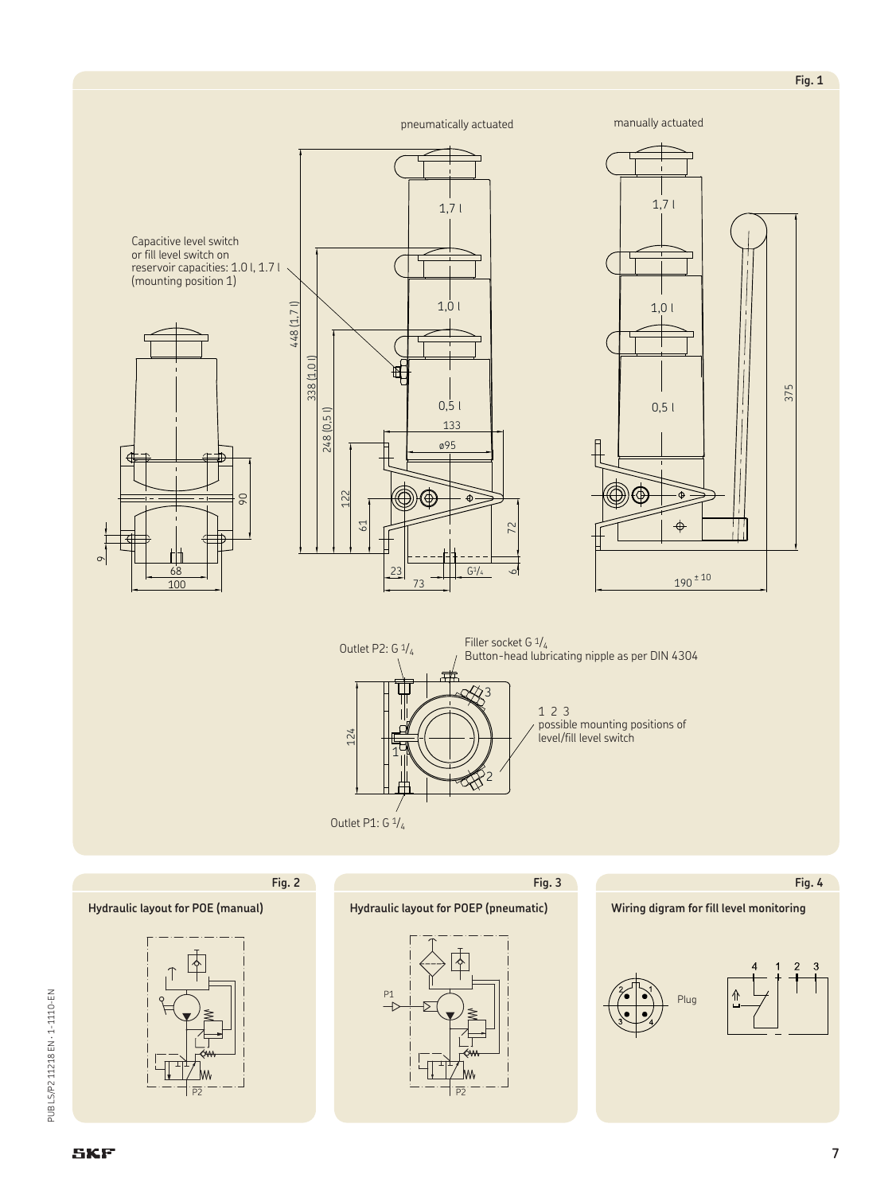Fig. 1

pneumatically actuated

manually actuated

Capacitive level switch or fill level switch on reservoir capacities: 1.0 l, 1.7 l (mounting position 1)

Outlet P2: G 1/4

Filler socket G 1/4
Button-head lubricating nipple as per DIN 4304

1 2 3
possible mounting positions of level/fill level switch

Outlet P1: G 1/4

Fig. 2

**Hydraulic layout for POE (manual)**

Fig. 3

**Hydraulic layout for POEP (pneumatic)**

Fig. 4

**Wiring digram for fill level monitoring**

Plug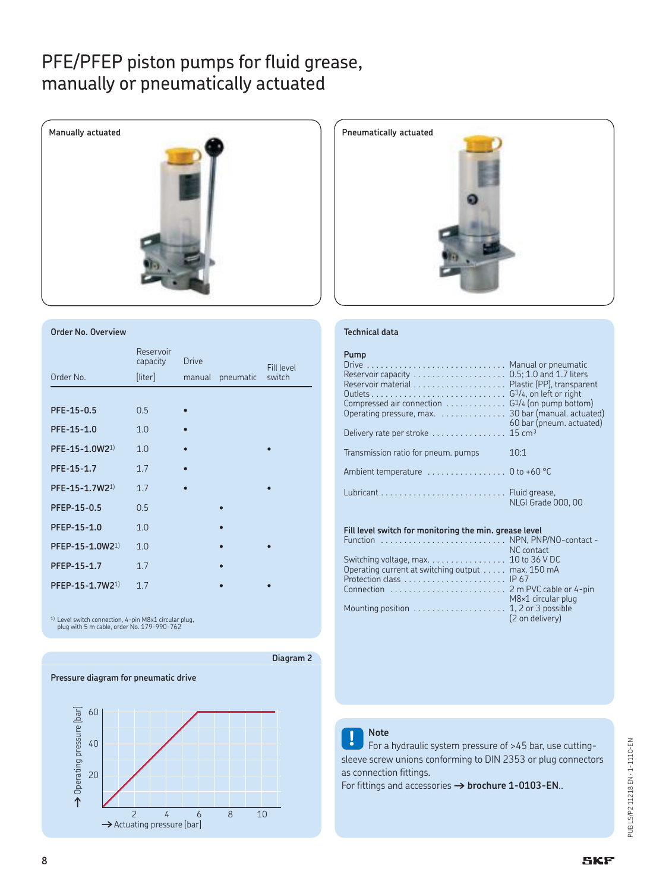# PFE/PFEP piston pumps for fluid grease, manually or pneumatically actuated

Manually actuated

Pneumatically actuated

## Order No. Overview

| Order No. | Reservoir capacity [liter] | Drive manual | Drive pneumatic | Fill level switch |
|---|---|---|---|---|
| **PFE-15-0.5** | 0.5 | • | | |
| **PFE-15-1.0** | 1.0 | • | | |
| **PFE-15-1.0W2**[1)] | 1.0 | • | | • |
| **PFE-15-1.7** | 1.7 | • | | |
| **PFE-15-1.7W2**[1)] | 1.7 | • | | • |
| **PFEP-15-0.5** | 0.5 | | • | |
| **PFEP-15-1.0** | 1.0 | | • | |
| **PFEP-15-1.0W2**[1)] | 1.0 | | • | • |
| **PFEP-15-1.7** | 1.7 | | • | |
| **PFEP-15-1.7W2**[1)] | 1.7 | | • | • |

[1)] Level switch connection, 4-pin M8x1 circular plug, plug with 5 m cable, order No. 179-990-762

## Technical data

**Pump**

| | |
|---|---|
| Drive | Manual or pneumatic |
| Reservoir capacity | 0.5; 1.0 and 1.7 liters |
| Reservoir material | Plastic (PP), transparent |
| Outlets | G1/4, on left or right |
| Compressed air connection | G1/4 (on pump bottom) |
| Operating pressure, max. | 30 bar (manual. actuated) 60 bar (pneum. actuated) |
| Delivery rate per stroke | 15 cm³ |
| Transmission ratio for pneum. pumps | 10:1 |
| Ambient temperature | 0 to +60 °C |
| Lubricant | Fluid grease, NLGI Grade 000, 00 |

**Fill level switch for monitoring the min. grease level**

| | |
|---|---|
| Function | NPN, PNP/NO-contact - NC contact |
| Switching voltage, max. | 10 to 36 V DC |
| Operating current at switching output | max. 150 mA |
| Protection class | IP 67 |
| Connection | 2 m PVC cable or 4-pin M8×1 circular plug |
| Mounting position | 1, 2 or 3 possible (2 on delivery) |

Diagram 2

**Pressure diagram for pneumatic drive**

(Diagram: ↑ Operating pressure [bar] vs. → Actuating pressure [bar]; operating pressure rises linearly from 0 to 60 bar at 6 bar actuating pressure, then remains constant at 60 bar up to 11 bar.)

**Note**

For a hydraulic system pressure of >45 bar, use cutting-sleeve screw unions conforming to DIN 2353 or plug connectors as connection fittings.
For fittings and accessories → **brochure 1-0103-EN**..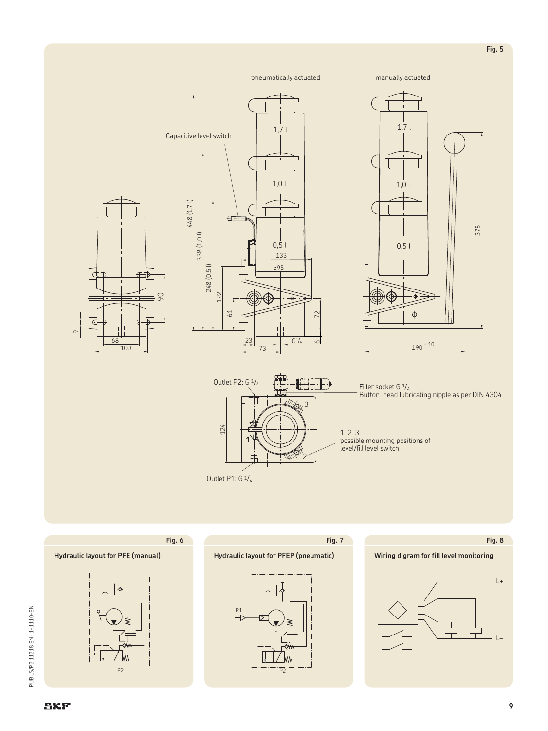Fig. 5

pneumatically actuated

manually actuated

Capacitive level switch

1,7 l

1,0 l

0,5 l

448 (1,7 l)

338 (1,0 l)

248 (0,5 l)

133

ø95

122

61

72

6

23

73

G1/4

90

9

68

100

375

190 ± 10

Outlet P2: G 1/4

Filler socket G 1/4
Button-head lubricating nipple as per DIN 4304

124

1 2 3
possible mounting positions of level/fill level switch

Outlet P1: G 1/4

Fig. 6

**Hydraulic layout for PFE (manual)**

P2

Fig. 7

**Hydraulic layout for PFEP (pneumatic)**

P1

P2

Fig. 8

**Wiring digram for fill level monitoring**

L+

L–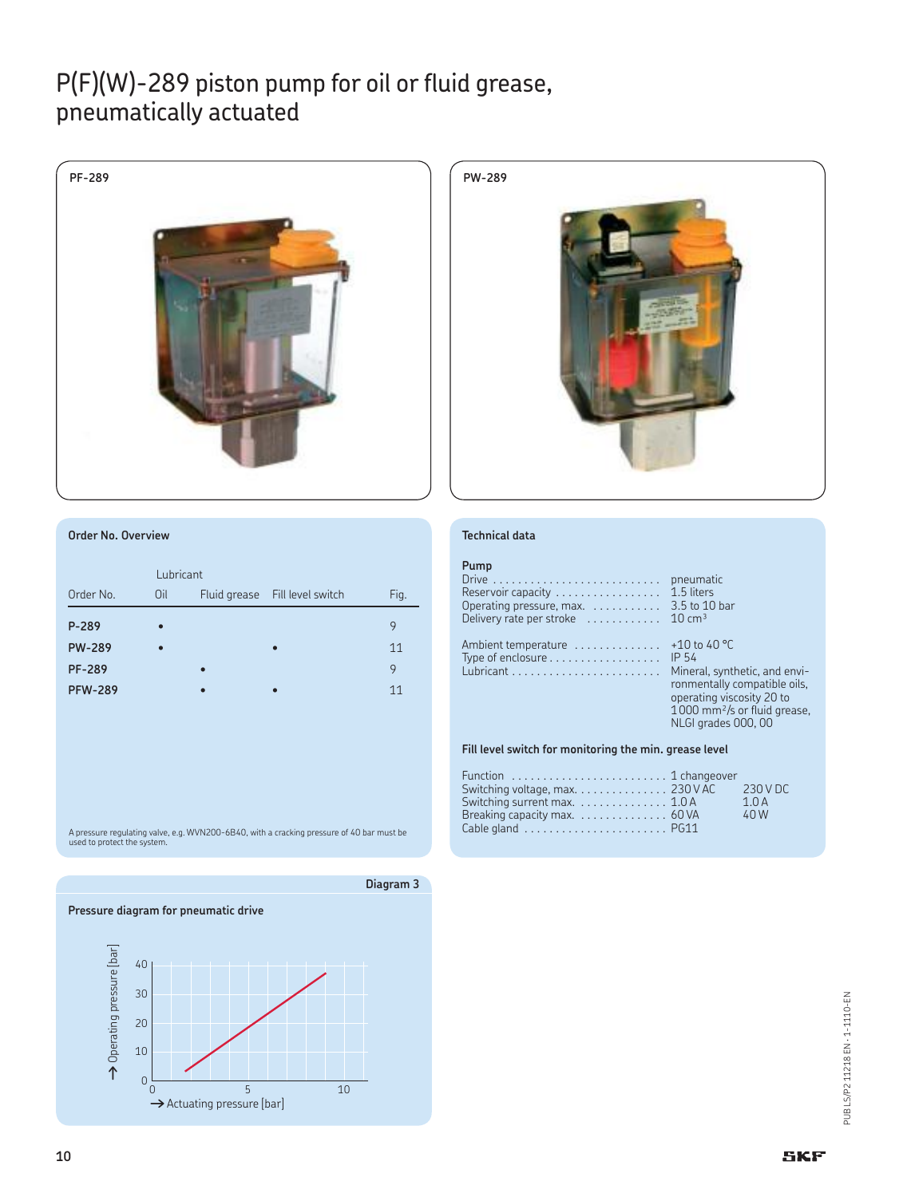# P(F)(W)-289 piston pump for oil or fluid grease, pneumatically actuated

PF-289

PW-289

## Order No. Overview

| Order No. | Lubricant Oil | Fluid grease | Fill level switch | Fig. |
|---|---|---|---|---|
| **P-289** | • | | | 9 |
| **PW-289** | • | | • | 11 |
| **PF-289** | | • | | 9 |
| **PFW-289** | | • | • | 11 |

A pressure regulating valve, e.g. WVN200-6B40, with a cracking pressure of 40 bar must be used to protect the system.

## Technical data

**Pump**

| | |
|---|---|
| Drive | pneumatic |
| Reservoir capacity | 1.5 liters |
| Operating pressure, max. | 3.5 to 10 bar |
| Delivery rate per stroke | 10 cm³ |
| Ambient temperature | +10 to 40 °C |
| Type of enclosure | IP 54 |
| Lubricant | Mineral, synthetic, and environmentally compatible oils, operating viscosity 20 to 1 000 mm²/s or fluid grease, NLGI grades 000, 00 |

**Fill level switch for monitoring the min. grease level**

| | | |
|---|---|---|
| Function | 1 changeover | |
| Switching voltage, max. | 230 V AC | 230 V DC |
| Switching surrent max. | 1.0 A | 1.0 A |
| Breaking capacity max. | 60 VA | 40 W |
| Cable gland | PG11 | |

## Diagram 3

**Pressure diagram for pneumatic drive**

↑ Operating pressure [bar] (0–40)

→ Actuating pressure [bar] (0–10)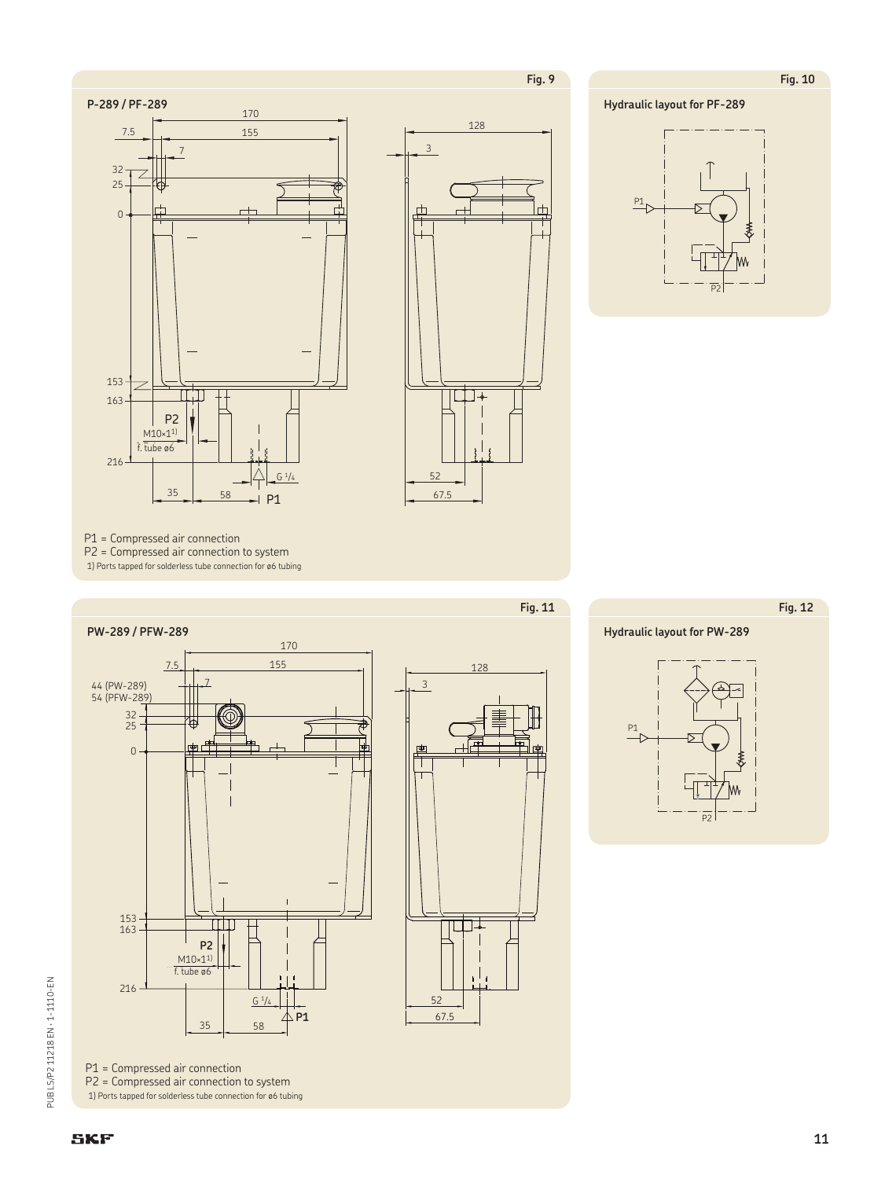Fig. 9

**P-289 / PF-289**

P1 = Compressed air connection
P2 = Compressed air connection to system
1) Ports tapped for solderless tube connection for ø6 tubing

Fig. 10

**Hydraulic layout for PF-289**

Fig. 11

**PW-289 / PFW-289**

P1 = Compressed air connection
P2 = Compressed air connection to system
1) Ports tapped for solderless tube connection for ø6 tubing

Fig. 12

**Hydraulic layout for PW-289**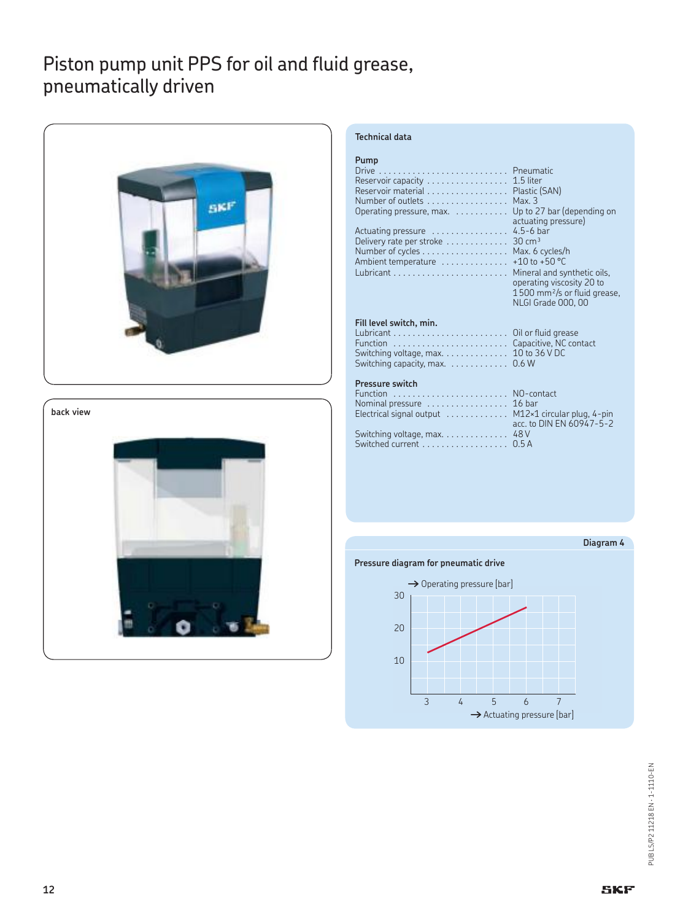# Piston pump unit PPS for oil and fluid grease, pneumatically driven

back view

## Technical data

**Pump**

| | |
|---|---|
| Drive | Pneumatic |
| Reservoir capacity | 1.5 liter |
| Reservoir material | Plastic (SAN) |
| Number of outlets | Max. 3 |
| Operating pressure, max. | Up to 27 bar (depending on actuating pressure) |
| Actuating pressure | 4.5-6 bar |
| Delivery rate per stroke | 30 cm³ |
| Number of cycles | Max. 6 cycles/h |
| Ambient temperature | +10 to +50 °C |
| Lubricant | Mineral and synthetic oils, operating viscosity 20 to 1 500 mm²/s or fluid grease, NLGI Grade 000, 00 |

**Fill level switch, min.**

| | |
|---|---|
| Lubricant | Oil or fluid grease |
| Function | Capacitive, NC contact |
| Switching voltage, max. | 10 to 36 V DC |
| Switching capacity, max. | 0.6 W |

**Pressure switch**

| | |
|---|---|
| Function | NO-contact |
| Nominal pressure | 16 bar |
| Electrical signal output | M12×1 circular plug, 4-pin acc. to DIN EN 60947-5-2 |
| Switching voltage, max. | 48 V |
| Switched current | 0.5 A |

Diagram 4

**Pressure diagram for pneumatic drive**

→ Operating pressure [bar]

→ Actuating pressure [bar]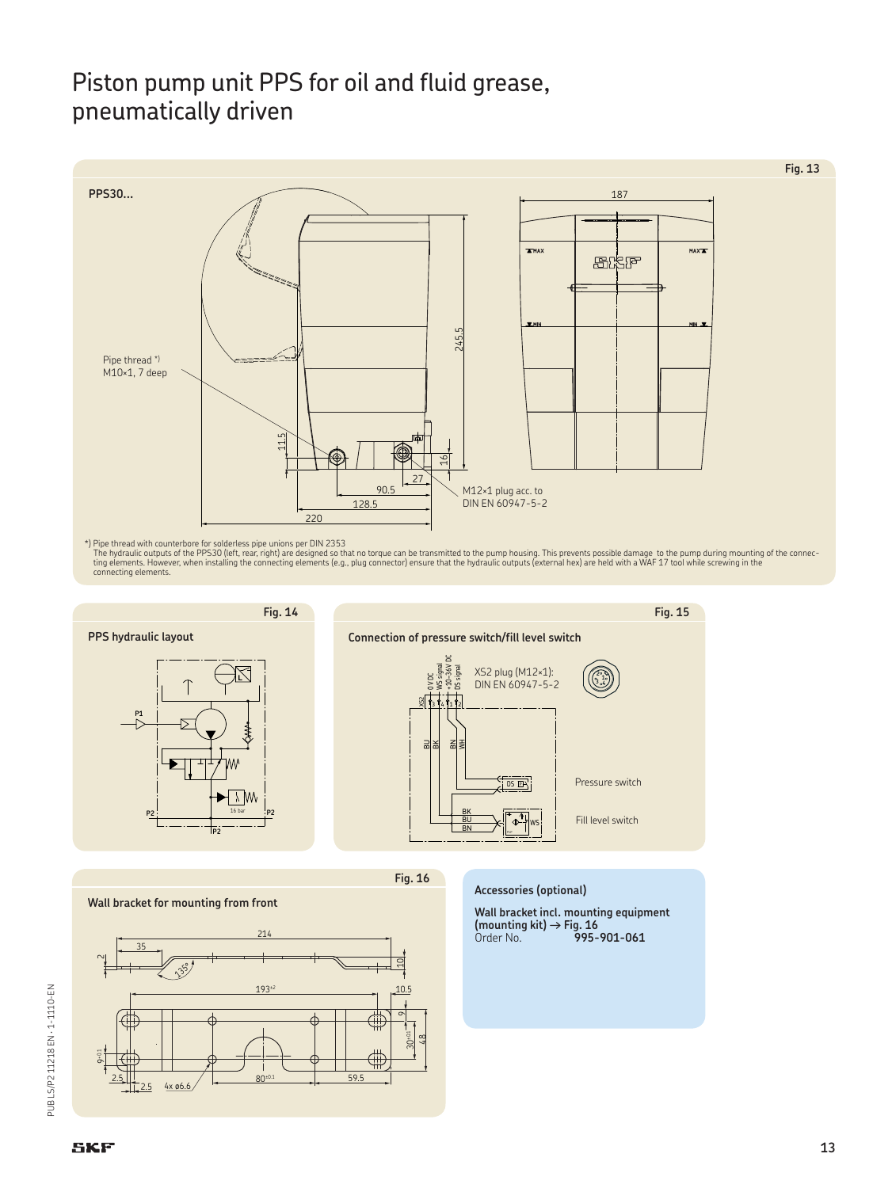# Piston pump unit PPS for oil and fluid grease, pneumatically driven

Fig. 13

PPS30...

Pipe thread *)
M10×1, 7 deep

M12×1 plug acc. to DIN EN 60947-5-2

*) Pipe thread with counterbore for solderless pipe unions per DIN 2353
The hydraulic outputs of the PPS30 (left, rear, right) are designed so that no torque can be transmitted to the pump housing. This prevents possible damage to the pump during mounting of the connecting elements. However, when installing the connecting elements (e.g., plug connector) ensure that the hydraulic outputs (external hex) are held with a WAF 17 tool while screwing in the connecting elements.

Fig. 14

**PPS hydraulic layout**

Fig. 15

**Connection of pressure switch/fill level switch**

XS2 plug (M12×1): DIN EN 60947-5-2

Pressure switch

Fill level switch

Fig. 16

**Wall bracket for mounting from front**

**Accessories (optional)**

**Wall bracket incl. mounting equipment (mounting kit) → Fig. 16**
Order No. **995-901-061**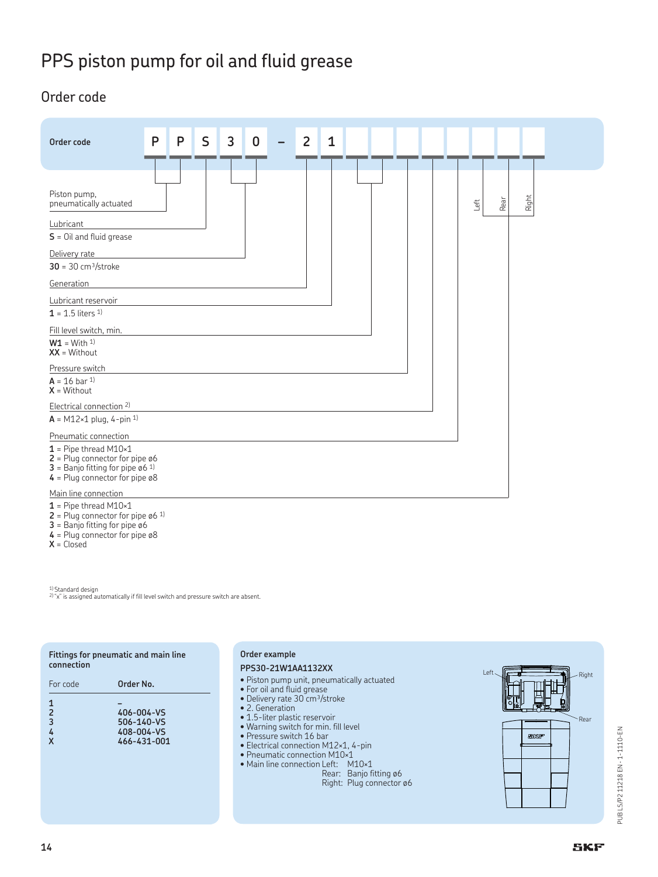# PPS piston pump for oil and fluid grease

## Order code

| Order code | P | P | S | 3 | 0 | – | 2 | 1 | | | | | | | Left | Rear | Right |
|---|---|---|---|---|---|---|---|---|---|---|---|---|---|---|---|---|---|

**Piston pump, pneumatically actuated**

**Lubricant**
**S** = Oil and fluid grease

**Delivery rate**
**30** = 30 cm³/stroke

**Generation**

**Lubricant reservoir**
**1** = 1.5 liters [1]

**Fill level switch, min.**
**W1** = With [1]
**XX** = Without

**Pressure switch**
**A** = 16 bar [1]
**X** = Without

**Electrical connection** [2]
**A** = M12×1 plug, 4-pin [1]

**Pneumatic connection**
**1** = Pipe thread M10×1
**2** = Plug connector for pipe ø6
**3** = Banjo fitting for pipe ø6 [1]
**4** = Plug connector for pipe ø8

**Main line connection** (Left / Rear / Right)
**1** = Pipe thread M10×1
**2** = Plug connector for pipe ø6 [1]
**3** = Banjo fitting for pipe ø6
**4** = Plug connector for pipe ø8
**X** = Closed

[1] Standard design
[2] "x" is assigned automatically if fill level switch and pressure switch are absent.

### Fittings for pneumatic and main line connection

| For code | Order No. |
|---|---|
| 1 | – |
| 2 | 406-004-VS |
| 3 | 506-140-VS |
| 4 | 408-004-VS |
| X | 466-431-001 |

### Order example

**PPS30-21W1AA1132XX**

- Piston pump unit, pneumatically actuated
- For oil and fluid grease
- Delivery rate 30 cm³/stroke
- 2. Generation
- 1.5-liter plastic reservoir
- Warning switch for min. fill level
- Pressure switch 16 bar
- Electrical connection M12×1, 4-pin
- Pneumatic connection M10×1
- Main line connection Left: M10×1
  Rear: Banjo fitting ø6
  Right: Plug connector ø6

Left | Right | Rear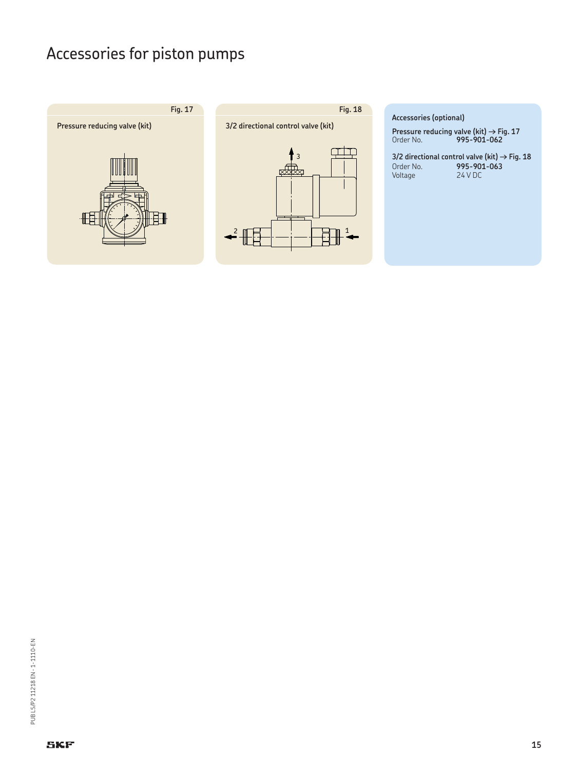# Accessories for piston pumps

Fig. 17

**Pressure reducing valve (kit)**

Fig. 18

**3/2 directional control valve (kit)**

3

2

1

**Accessories (optional)**

**Pressure reducing valve (kit) → Fig. 17**
Order No. **995-901-062**

**3/2 directional control valve (kit) → Fig. 18**
Order No. **995-901-063**
Voltage 24 V DC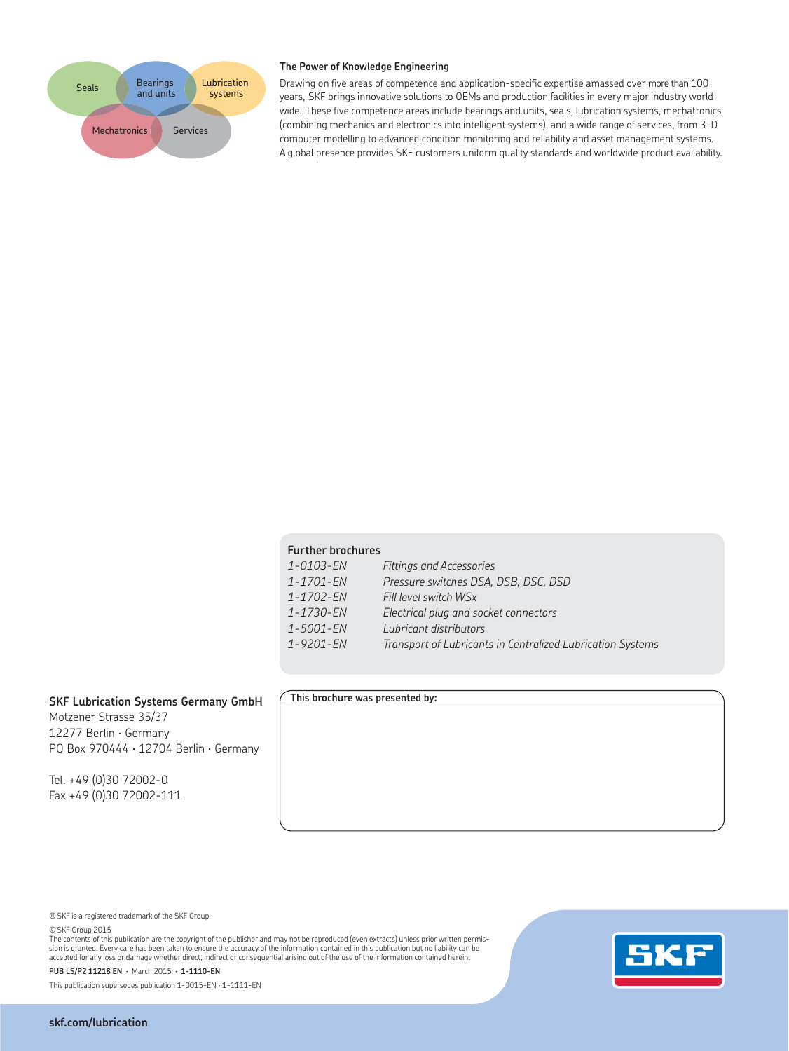Seals
Bearings and units
Lubrication systems
Mechatronics
Services

**The Power of Knowledge Engineering**

Drawing on five areas of competence and application-specific expertise amassed over more than 100 years, SKF brings innovative solutions to OEMs and production facilities in every major industry worldwide. These five competence areas include bearings and units, seals, lubrication systems, mechatronics (combining mechanics and electronics into intelligent systems), and a wide range of services, from 3-D computer modelling to advanced condition monitoring and reliability and asset management systems. A global presence provides SKF customers uniform quality standards and worldwide product availability.

**Further brochures**

| | |
|---|---|
| *1-0103-EN* | *Fittings and Accessories* |
| *1-1701-EN* | *Pressure switches DSA, DSB, DSC, DSD* |
| *1-1702-EN* | *Fill level switch WSx* |
| *1-1730-EN* | *Electrical plug and socket connectors* |
| *1-5001-EN* | *Lubricant distributors* |
| *1-9201-EN* | *Transport of Lubricants in Centralized Lubrication Systems* |

**SKF Lubrication Systems Germany GmbH**
Motzener Strasse 35/37
12277 Berlin · Germany
PO Box 970444 · 12704 Berlin · Germany

Tel. +49 (0)30 72002-0
Fax +49 (0)30 72002-111

**This brochure was presented by:**

® SKF is a registered trademark of the SKF Group.

© SKF Group 2015
The contents of this publication are the copyright of the publisher and may not be reproduced (even extracts) unless prior written permission is granted. Every care has been taken to ensure the accuracy of the information contained in this publication but no liability can be accepted for any loss or damage whether direct, indirect or consequential arising out of the use of the information contained herein.

**PUB LS/P2 11218 EN** · March 2015 · **1-1110-EN**

This publication supersedes publication 1-0015-EN · 1-1111-EN

**skf.com/lubrication**